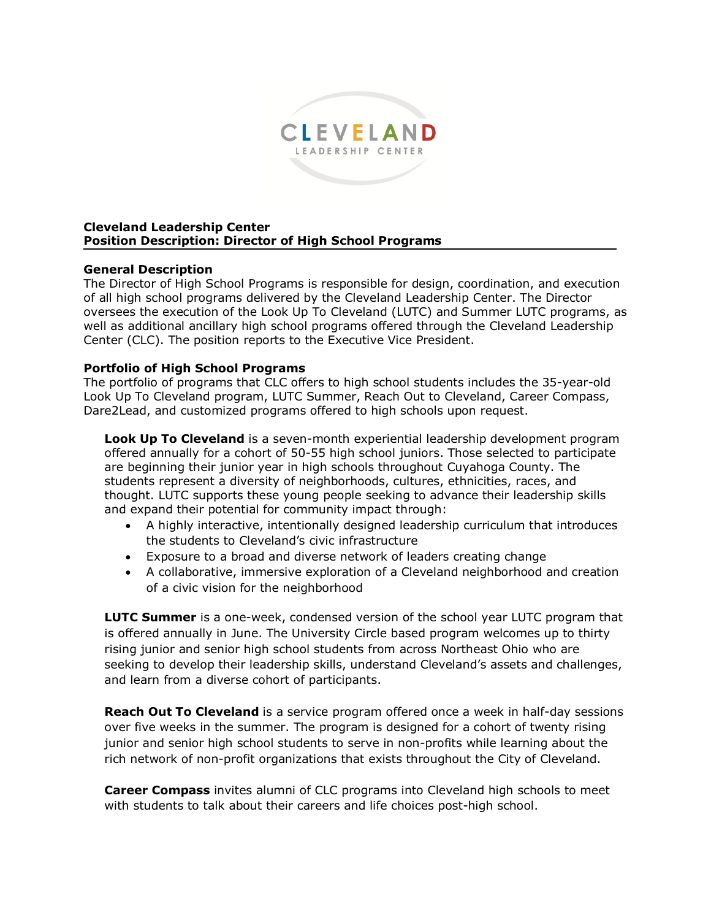**Cleveland Leadership Center**
**Position Description: Director of High School Programs**

## General Description

The Director of High School Programs is responsible for design, coordination, and execution of all high school programs delivered by the Cleveland Leadership Center. The Director oversees the execution of the Look Up To Cleveland (LUTC) and Summer LUTC programs, as well as additional ancillary high school programs offered through the Cleveland Leadership Center (CLC). The position reports to the Executive Vice President.

## Portfolio of High School Programs

The portfolio of programs that CLC offers to high school students includes the 35-year-old Look Up To Cleveland program, LUTC Summer, Reach Out to Cleveland, Career Compass, Dare2Lead, and customized programs offered to high schools upon request.

**Look Up To Cleveland** is a seven-month experiential leadership development program offered annually for a cohort of 50-55 high school juniors. Those selected to participate are beginning their junior year in high schools throughout Cuyahoga County. The students represent a diversity of neighborhoods, cultures, ethnicities, races, and thought. LUTC supports these young people seeking to advance their leadership skills and expand their potential for community impact through:

- A highly interactive, intentionally designed leadership curriculum that introduces the students to Cleveland's civic infrastructure
- Exposure to a broad and diverse network of leaders creating change
- A collaborative, immersive exploration of a Cleveland neighborhood and creation of a civic vision for the neighborhood

**LUTC Summer** is a one-week, condensed version of the school year LUTC program that is offered annually in June. The University Circle based program welcomes up to thirty rising junior and senior high school students from across Northeast Ohio who are seeking to develop their leadership skills, understand Cleveland's assets and challenges, and learn from a diverse cohort of participants.

**Reach Out To Cleveland** is a service program offered once a week in half-day sessions over five weeks in the summer. The program is designed for a cohort of twenty rising junior and senior high school students to serve in non-profits while learning about the rich network of non-profit organizations that exists throughout the City of Cleveland.

**Career Compass** invites alumni of CLC programs into Cleveland high schools to meet with students to talk about their careers and life choices post-high school.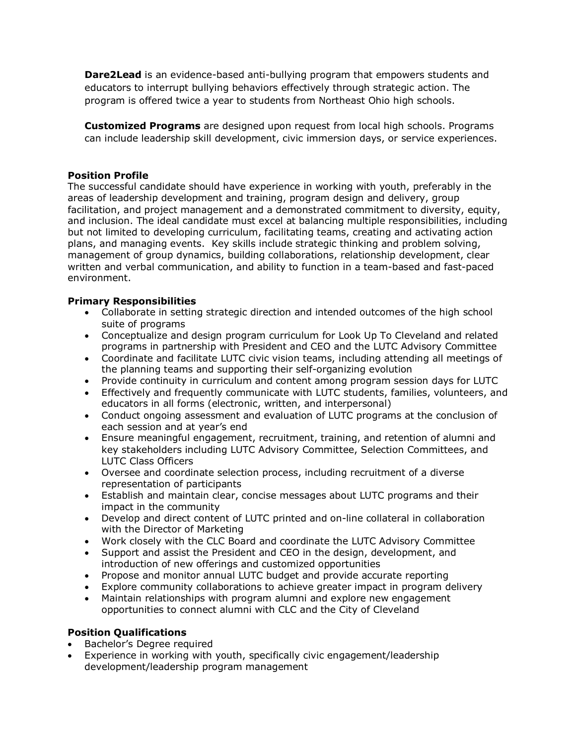**Dare2Lead** is an evidence-based anti-bullying program that empowers students and educators to interrupt bullying behaviors effectively through strategic action. The program is offered twice a year to students from Northeast Ohio high schools.

**Customized Programs** are designed upon request from local high schools. Programs can include leadership skill development, civic immersion days, or service experiences.

**Position Profile**

The successful candidate should have experience in working with youth, preferably in the areas of leadership development and training, program design and delivery, group facilitation, and project management and a demonstrated commitment to diversity, equity, and inclusion. The ideal candidate must excel at balancing multiple responsibilities, including but not limited to developing curriculum, facilitating teams, creating and activating action plans, and managing events. Key skills include strategic thinking and problem solving, management of group dynamics, building collaborations, relationship development, clear written and verbal communication, and ability to function in a team-based and fast-paced environment.

**Primary Responsibilities**

- Collaborate in setting strategic direction and intended outcomes of the high school suite of programs
- Conceptualize and design program curriculum for Look Up To Cleveland and related programs in partnership with President and CEO and the LUTC Advisory Committee
- Coordinate and facilitate LUTC civic vision teams, including attending all meetings of the planning teams and supporting their self-organizing evolution
- Provide continuity in curriculum and content among program session days for LUTC
- Effectively and frequently communicate with LUTC students, families, volunteers, and educators in all forms (electronic, written, and interpersonal)
- Conduct ongoing assessment and evaluation of LUTC programs at the conclusion of each session and at year's end
- Ensure meaningful engagement, recruitment, training, and retention of alumni and key stakeholders including LUTC Advisory Committee, Selection Committees, and LUTC Class Officers
- Oversee and coordinate selection process, including recruitment of a diverse representation of participants
- Establish and maintain clear, concise messages about LUTC programs and their impact in the community
- Develop and direct content of LUTC printed and on-line collateral in collaboration with the Director of Marketing
- Work closely with the CLC Board and coordinate the LUTC Advisory Committee
- Support and assist the President and CEO in the design, development, and introduction of new offerings and customized opportunities
- Propose and monitor annual LUTC budget and provide accurate reporting
- Explore community collaborations to achieve greater impact in program delivery
- Maintain relationships with program alumni and explore new engagement opportunities to connect alumni with CLC and the City of Cleveland

**Position Qualifications**

- Bachelor's Degree required
- Experience in working with youth, specifically civic engagement/leadership development/leadership program management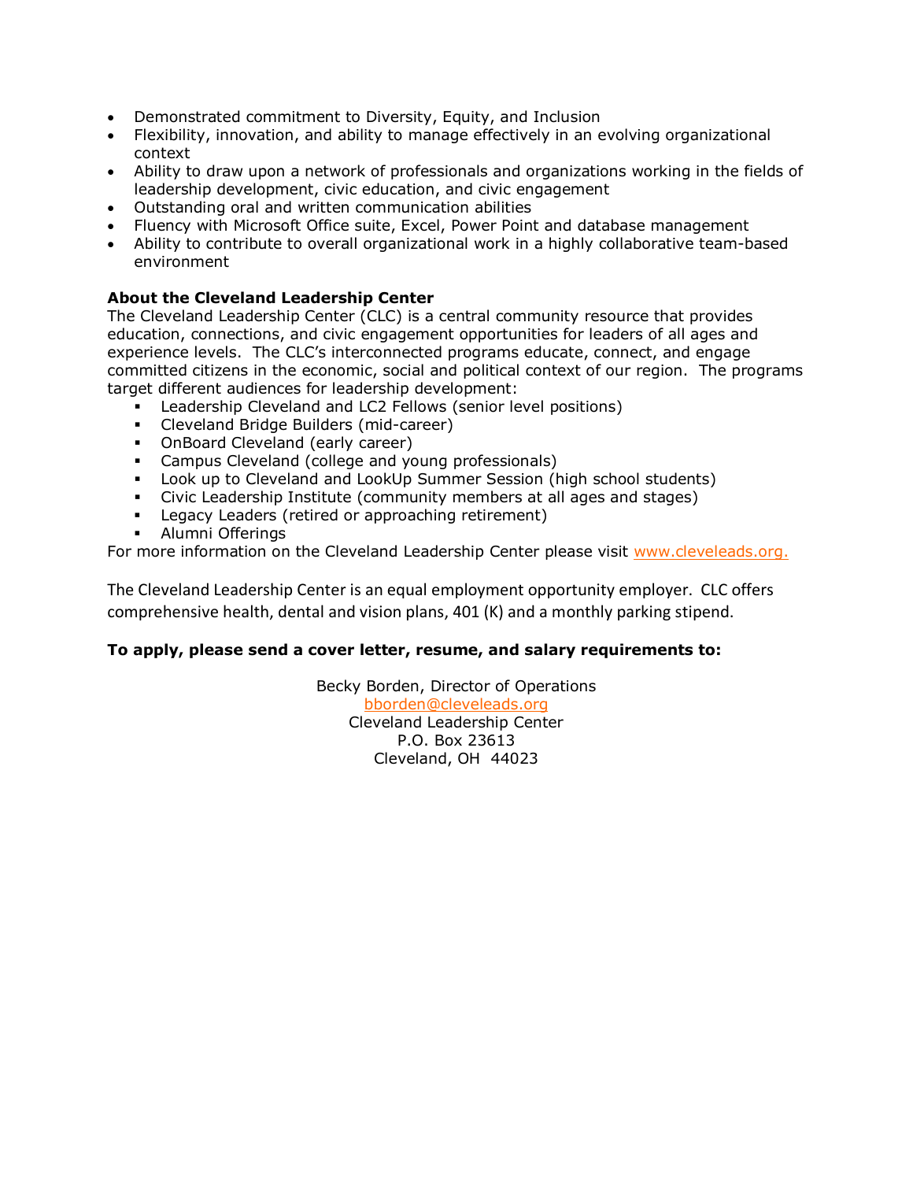- Demonstrated commitment to Diversity, Equity, and Inclusion
- Flexibility, innovation, and ability to manage effectively in an evolving organizational context
- Ability to draw upon a network of professionals and organizations working in the fields of leadership development, civic education, and civic engagement
- Outstanding oral and written communication abilities
- Fluency with Microsoft Office suite, Excel, Power Point and database management
- Ability to contribute to overall organizational work in a highly collaborative team-based environment

**About the Cleveland Leadership Center**

The Cleveland Leadership Center (CLC) is a central community resource that provides education, connections, and civic engagement opportunities for leaders of all ages and experience levels. The CLC's interconnected programs educate, connect, and engage committed citizens in the economic, social and political context of our region. The programs target different audiences for leadership development:

- Leadership Cleveland and LC2 Fellows (senior level positions)
- Cleveland Bridge Builders (mid-career)
- OnBoard Cleveland (early career)
- Campus Cleveland (college and young professionals)
- Look up to Cleveland and LookUp Summer Session (high school students)
- Civic Leadership Institute (community members at all ages and stages)
- Legacy Leaders (retired or approaching retirement)
- Alumni Offerings

For more information on the Cleveland Leadership Center please visit www.cleveleads.org.

The Cleveland Leadership Center is an equal employment opportunity employer. CLC offers comprehensive health, dental and vision plans, 401 (K) and a monthly parking stipend.

**To apply, please send a cover letter, resume, and salary requirements to:**

Becky Borden, Director of Operations
bborden@cleveleads.org
Cleveland Leadership Center
P.O. Box 23613
Cleveland, OH 44023